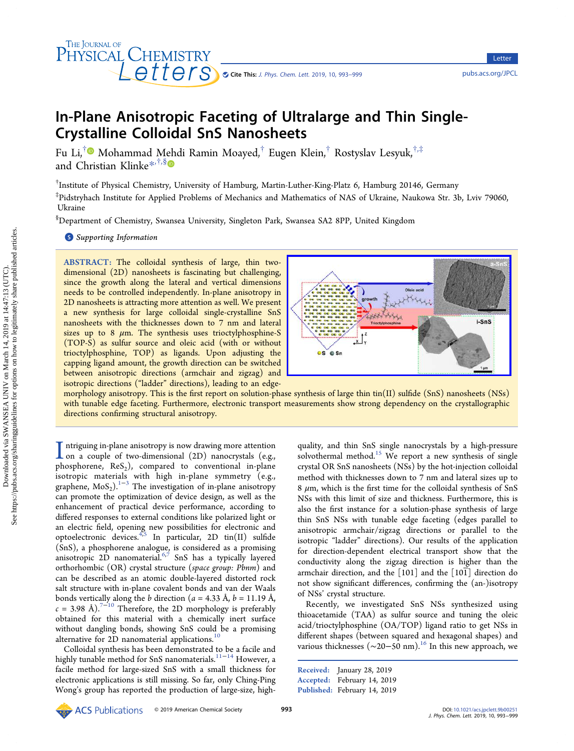# In-Plane Anisotropic Faceting of Ultralarge and Thin Single-Crystalline Colloidal SnS Nanosheets

Fu Li,[†] Mohammad Mehdi Ramin Moayed,[†] Eugen Klein,[†] Rostyslav Lesyuk,[†,‡] and Christian Klinke*[,†,§]

[†]Institute of Physical Chemistry, University of Hamburg, Martin-Luther-King-Platz 6, Hamburg 20146, Germany

[‡]Pidstryhach Institute for Applied Problems of Mechanics and Mathematics of NAS of Ukraine, Naukowa Str. 3b, Lviv 79060, Ukraine

[§]Department of Chemistry, Swansea University, Singleton Park, Swansea SA2 8PP, United Kingdom

**S** Supporting Information

**ABSTRACT:** The colloidal synthesis of large, thin two-dimensional (2D) nanosheets is fascinating but challenging, since the growth along the lateral and vertical dimensions needs to be controlled independently. In-plane anisotropy in 2D nanosheets is attracting more attention as well. We present a new synthesis for large colloidal single-crystalline SnS nanosheets with the thicknesses down to 7 nm and lateral sizes up to 8 μm. The synthesis uses trioctylphosphine-S (TOP-S) as sulfur source and oleic acid (with or without trioctylphosphine, TOP) as ligands. Upon adjusting the capping ligand amount, the growth direction can be switched between anisotropic directions (armchair and zigzag) and isotropic directions ("ladder" directions), leading to an edge-morphology anisotropy. This is the first report on solution-phase synthesis of large thin tin(II) sulfide (SnS) nanosheets (NSs) with tunable edge faceting. Furthermore, electronic transport measurements show strong dependency on the crystallographic directions confirming structural anisotropy.

Intriguing in-plane anisotropy is now drawing more attention on a couple of two-dimensional (2D) nanocrystals (e.g., phosphorene, $ReS_2$), compared to conventional in-plane isotropic materials with high in-plane symmetry (e.g., graphene, $MoS_2$).[1−3] The investigation of in-plane anisotropy can promote the optimization of device design, as well as the enhancement of practical device performance, according to differed responses to external conditions like polarized light or an electric field, opening new possibilities for electronic and optoelectronic devices.[4,5] In particular, 2D tin(II) sulfide (SnS), a phosphorene analogue, is considered as a promising anisotropic 2D nanomaterial.[6,7] SnS has a typically layered orthorhombic (OR) crystal structure (*space group: Pbnm*) and can be described as an atomic double-layered distorted rock salt structure with in-plane covalent bonds and van der Waals bonds vertically along the *b* direction (*a* = 4.33 Å, *b* = 11.19 Å, *c* = 3.98 Å).[7−10] Therefore, the 2D morphology is preferably obtained for this material with a chemically inert surface without dangling bonds, showing SnS could be a promising alternative for 2D nanomaterial applications.[10]

Colloidal synthesis has been demonstrated to be a facile and highly tunable method for SnS nanomaterials.[11−14] However, a facile method for large-sized SnS with a small thickness for electronic applications is still missing. So far, only Ching-Ping Wong's group has reported the production of large-size, high-quality, and thin SnS single nanocrystals by a high-pressure solvothermal method.[15] We report a new synthesis of single crystal OR SnS nanosheets (NSs) by the hot-injection colloidal method with thicknesses down to 7 nm and lateral sizes up to 8 μm, which is the first time for the colloidal synthesis of SnS NSs with this limit of size and thickness. Furthermore, this is also the first instance for a solution-phase synthesis of large thin SnS NSs with tunable edge faceting (edges parallel to anisotropic armchair/zigzag directions or parallel to the isotropic "ladder" directions). Our results of the application for direction-dependent electrical transport show that the conductivity along the zigzag direction is higher than the armchair direction, and the [101] and the [10$\bar{1}$] direction do not show significant differences, confirming the (an-)isotropy of NSs' crystal structure.

Recently, we investigated SnS NSs synthesized using thioacetamide (TAA) as sulfur source and tuning the oleic acid/trioctylphosphine (OA/TOP) ligand ratio to get NSs in different shapes (between squared and hexagonal shapes) and various thicknesses (~20−50 nm).[16] In this new approach, we

Received: January 28, 2019
Accepted: February 14, 2019
Published: February 14, 2019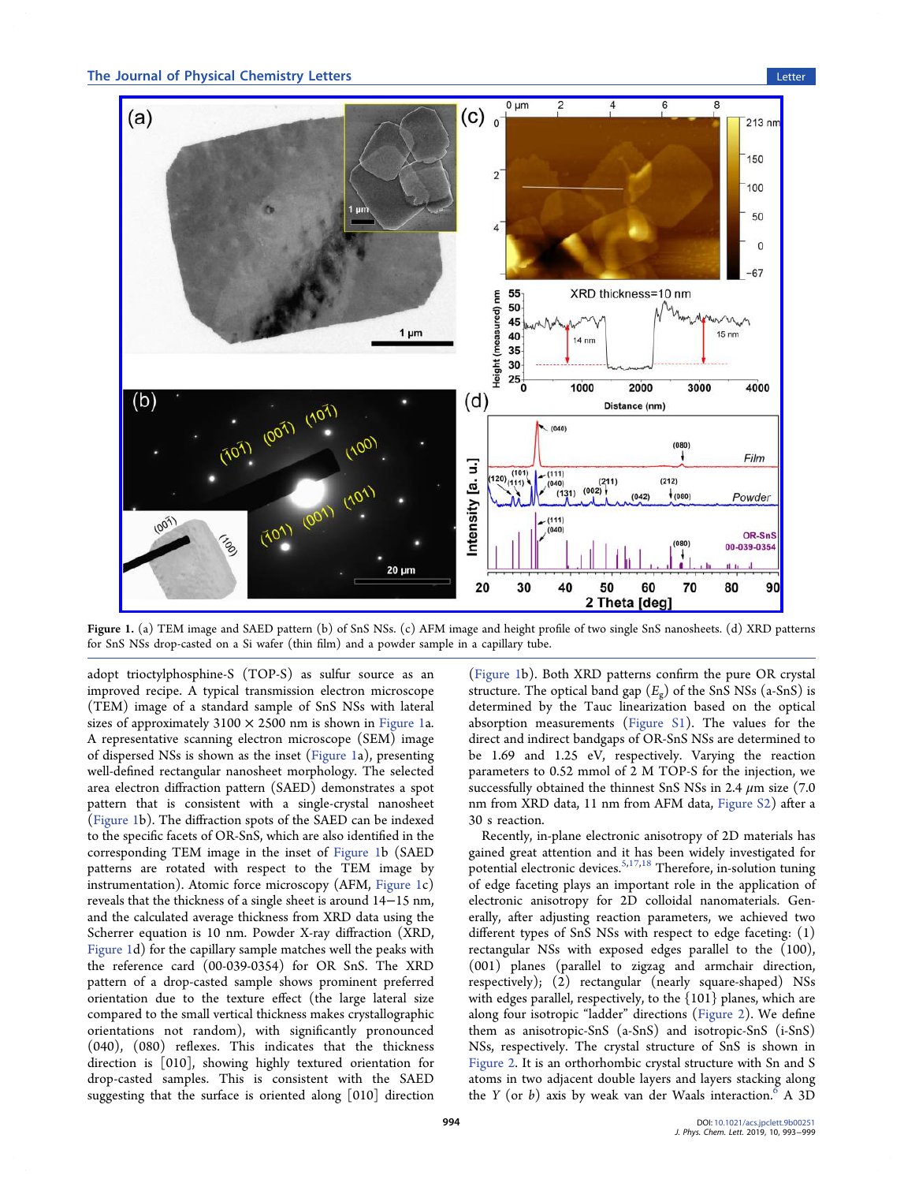Figure 1. (a) TEM image and SAED pattern (b) of SnS NSs. (c) AFM image and height profile of two single SnS nanosheets. (d) XRD patterns for SnS NSs drop-casted on a Si wafer (thin film) and a powder sample in a capillary tube.

adopt trioctylphosphine-S (TOP-S) as sulfur source as an improved recipe. A typical transmission electron microscope (TEM) image of a standard sample of SnS NSs with lateral sizes of approximately 3100 × 2500 nm is shown in Figure 1a. A representative scanning electron microscope (SEM) image of dispersed NSs is shown as the inset (Figure 1a), presenting well-defined rectangular nanosheet morphology. The selected area electron diffraction pattern (SAED) demonstrates a spot pattern that is consistent with a single-crystal nanosheet (Figure 1b). The diffraction spots of the SAED can be indexed to the specific facets of OR-SnS, which are also identified in the corresponding TEM image in the inset of Figure 1b (SAED patterns are rotated with respect to the TEM image by instrumentation). Atomic force microscopy (AFM, Figure 1c) reveals that the thickness of a single sheet is around 14−15 nm, and the calculated average thickness from XRD data using the Scherrer equation is 10 nm. Powder X-ray diffraction (XRD, Figure 1d) for the capillary sample matches well the peaks with the reference card (00-039-0354) for OR SnS. The XRD pattern of a drop-casted sample shows prominent preferred orientation due to the texture effect (the large lateral size compared to the small vertical thickness makes crystallographic orientations not random), with significantly pronounced (040), (080) reflexes. This indicates that the thickness direction is [010], showing highly textured orientation for drop-casted samples. This is consistent with the SAED suggesting that the surface is oriented along [010] direction (Figure 1b). Both XRD patterns confirm the pure OR crystal structure. The optical band gap ($E_g$) of the SnS NSs (a-SnS) is determined by the Tauc linearization based on the optical absorption measurements (Figure S1). The values for the direct and indirect bandgaps of OR-SnS NSs are determined to be 1.69 and 1.25 eV, respectively. Varying the reaction parameters to 0.52 mmol of 2 M TOP-S for the injection, we successfully obtained the thinnest SnS NSs in 2.4 $\mu$m size (7.0 nm from XRD data, 11 nm from AFM data, Figure S2) after a 30 s reaction.

Recently, in-plane electronic anisotropy of 2D materials has gained great attention and it has been widely investigated for potential electronic devices.[5,17,18] Therefore, in-solution tuning of edge faceting plays an important role in the application of electronic anisotropy for 2D colloidal nanomaterials. Generally, after adjusting reaction parameters, we achieved two different types of SnS NSs with respect to edge faceting: (1) rectangular NSs with exposed edges parallel to the (100), (001) planes (parallel to zigzag and armchair direction, respectively); (2) rectangular (nearly square-shaped) NSs with edges parallel, respectively, to the {101} planes, which are along four isotropic "ladder" directions (Figure 2). We define them as anisotropic-SnS (a-SnS) and isotropic-SnS (i-SnS) NSs, respectively. The crystal structure of SnS is shown in Figure 2. It is an orthorhombic crystal structure with Sn and S atoms in two adjacent double layers and layers stacking along the Y (or b) axis by weak van der Waals interaction.[6] A 3D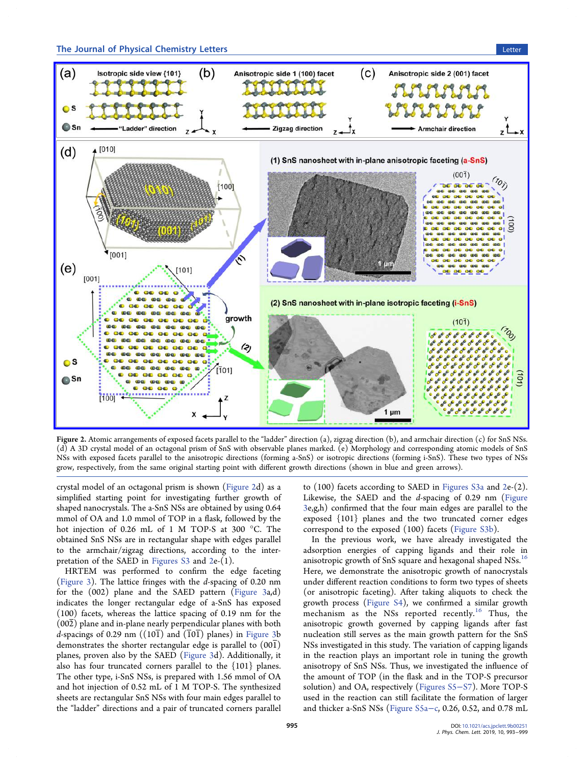Figure 2. Atomic arrangements of exposed facets parallel to the "ladder" direction (a), zigzag direction (b), and armchair direction (c) for SnS NSs. (d) A 3D crystal model of an octagonal prism of SnS with observable planes marked. (e) Morphology and corresponding atomic models of SnS NSs with exposed facets parallel to the anisotropic directions (forming a-SnS) or isotropic directions (forming i-SnS). These two types of NSs grow, respectively, from the same original starting point with different growth directions (shown in blue and green arrows).

crystal model of an octagonal prism is shown (Figure 2d) as a simplified starting point for investigating further growth of shaped nanocrystals. The a-SnS NSs are obtained by using 0.64 mmol of OA and 1.0 mmol of TOP in a flask, followed by the hot injection of 0.26 mL of 1 M TOP-S at 300 °C. The obtained SnS NSs are in rectangular shape with edges parallel to the armchair/zigzag directions, according to the interpretation of the SAED in Figures S3 and 2e-(1).

HRTEM was performed to confirm the edge faceting (Figure 3). The lattice fringes with the *d*-spacing of 0.20 nm for the (002) plane and the SAED pattern (Figure 3a,d) indicates the longer rectangular edge of a-SnS has exposed (100) facets, whereas the lattice spacing of 0.19 nm for the (00$\bar{2}$) plane and in-plane nearly perpendicular planes with both *d*-spacings of 0.29 nm ((10$\bar{1}$) and ($\bar{1}$0$\bar{1}$) planes) in Figure 3b demonstrates the shorter rectangular edge is parallel to (00$\bar{1}$) planes, proven also by the SAED (Figure 3d). Additionally, it also has four truncated corners parallel to the {101} planes. The other type, i-SnS NSs, is prepared with 1.56 mmol of OA and hot injection of 0.52 mL of 1 M TOP-S. The synthesized sheets are rectangular SnS NSs with four main edges parallel to the "ladder" directions and a pair of truncated corners parallel to (100) facets according to SAED in Figures S3a and 2e-(2). Likewise, the SAED and the *d*-spacing of 0.29 nm (Figure 3e,g,h) confirmed that the four main edges are parallel to the exposed {101} planes and the two truncated corner edges correspond to the exposed (100) facets (Figure S3b).

In the previous work, we have already investigated the adsorption energies of capping ligands and their role in anisotropic growth of SnS square and hexagonal shaped NSs.[16] Here, we demonstrate the anisotropic growth of nanocrystals under different reaction conditions to form two types of sheets (or anisotropic faceting). After taking aliquots to check the growth process (Figure S4), we confirmed a similar growth mechanism as the NSs reported recently.[16] Thus, the anisotropic growth governed by capping ligands after fast nucleation still serves as the main growth pattern for the SnS NSs investigated in this study. The variation of capping ligands in the reaction plays an important role in tuning the growth anisotropy of SnS NSs. Thus, we investigated the influence of the amount of TOP (in the flask and in the TOP-S precursor solution) and OA, respectively (Figures S5−S7). More TOP-S used in the reaction can still facilitate the formation of larger and thicker a-SnS NSs (Figure S5a−c, 0.26, 0.52, and 0.78 mL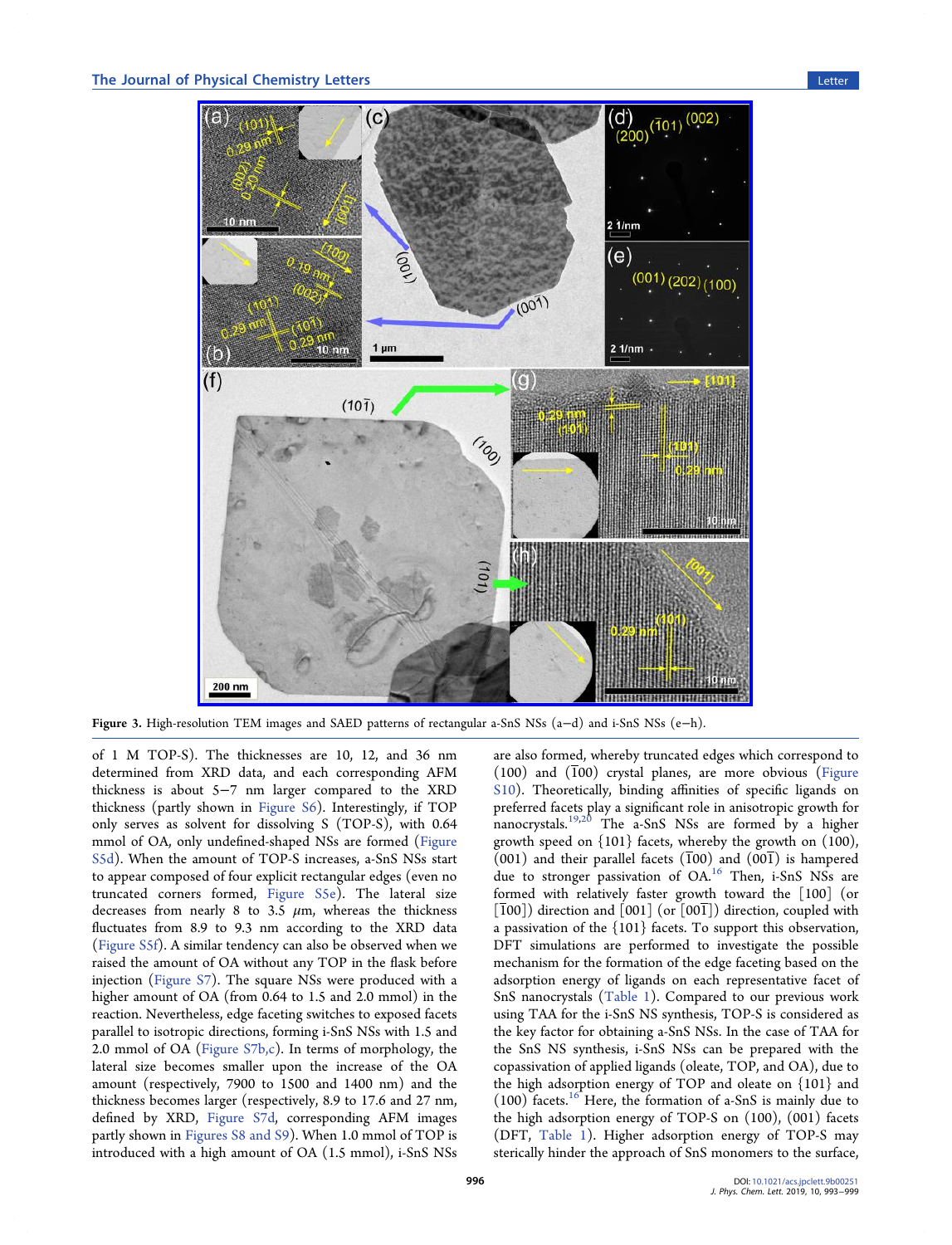Figure 3. High-resolution TEM images and SAED patterns of rectangular a-SnS NSs (a−d) and i-SnS NSs (e−h).

of 1 M TOP-S). The thicknesses are 10, 12, and 36 nm determined from XRD data, and each corresponding AFM thickness is about 5−7 nm larger compared to the XRD thickness (partly shown in Figure S6). Interestingly, if TOP only serves as solvent for dissolving S (TOP-S), with 0.64 mmol of OA, only undefined-shaped NSs are formed (Figure S5d). When the amount of TOP-S increases, a-SnS NSs start to appear composed of four explicit rectangular edges (even no truncated corners formed, Figure S5e). The lateral size decreases from nearly 8 to 3.5 $\mu$m, whereas the thickness fluctuates from 8.9 to 9.3 nm according to the XRD data (Figure S5f). A similar tendency can also be observed when we raised the amount of OA without any TOP in the flask before injection (Figure S7). The square NSs were produced with a higher amount of OA (from 0.64 to 1.5 and 2.0 mmol) in the reaction. Nevertheless, edge faceting switches to exposed facets parallel to isotropic directions, forming i-SnS NSs with 1.5 and 2.0 mmol of OA (Figure S7b,c). In terms of morphology, the lateral size becomes smaller upon the increase of the OA amount (respectively, 7900 to 1500 and 1400 nm) and the thickness becomes larger (respectively, 8.9 to 17.6 and 27 nm, defined by XRD, Figure S7d, corresponding AFM images partly shown in Figures S8 and S9). When 1.0 mmol of TOP is introduced with a high amount of OA (1.5 mmol), i-SnS NSs are also formed, whereby truncated edges which correspond to (100) and ($\bar{1}$00) crystal planes, are more obvious (Figure S10). Theoretically, binding affinities of specific ligands on preferred facets play a significant role in anisotropic growth for nanocrystals.[19,20] The a-SnS NSs are formed by a higher growth speed on {101} facets, whereby the growth on (100), (001) and their parallel facets ($\bar{1}$00) and (00$\bar{1}$) is hampered due to stronger passivation of OA.[16] Then, i-SnS NSs are formed with relatively faster growth toward the [100] (or [$\bar{1}$00]) direction and [001] (or [00$\bar{1}$]) direction, coupled with a passivation of the {101} facets. To support this observation, DFT simulations are performed to investigate the possible mechanism for the formation of the edge faceting based on the adsorption energy of ligands on each representative facet of SnS nanocrystals (Table 1). Compared to our previous work using TAA for the i-SnS NS synthesis, TOP-S is considered as the key factor for obtaining a-SnS NSs. In the case of TAA for the SnS NS synthesis, i-SnS NSs can be prepared with the copassivation of applied ligands (oleate, TOP, and OA), due to the high adsorption energy of TOP and oleate on {101} and (100) facets.[16] Here, the formation of a-SnS is mainly due to the high adsorption energy of TOP-S on (100), (001) facets (DFT, Table 1). Higher adsorption energy of TOP-S may sterically hinder the approach of SnS monomers to the surface,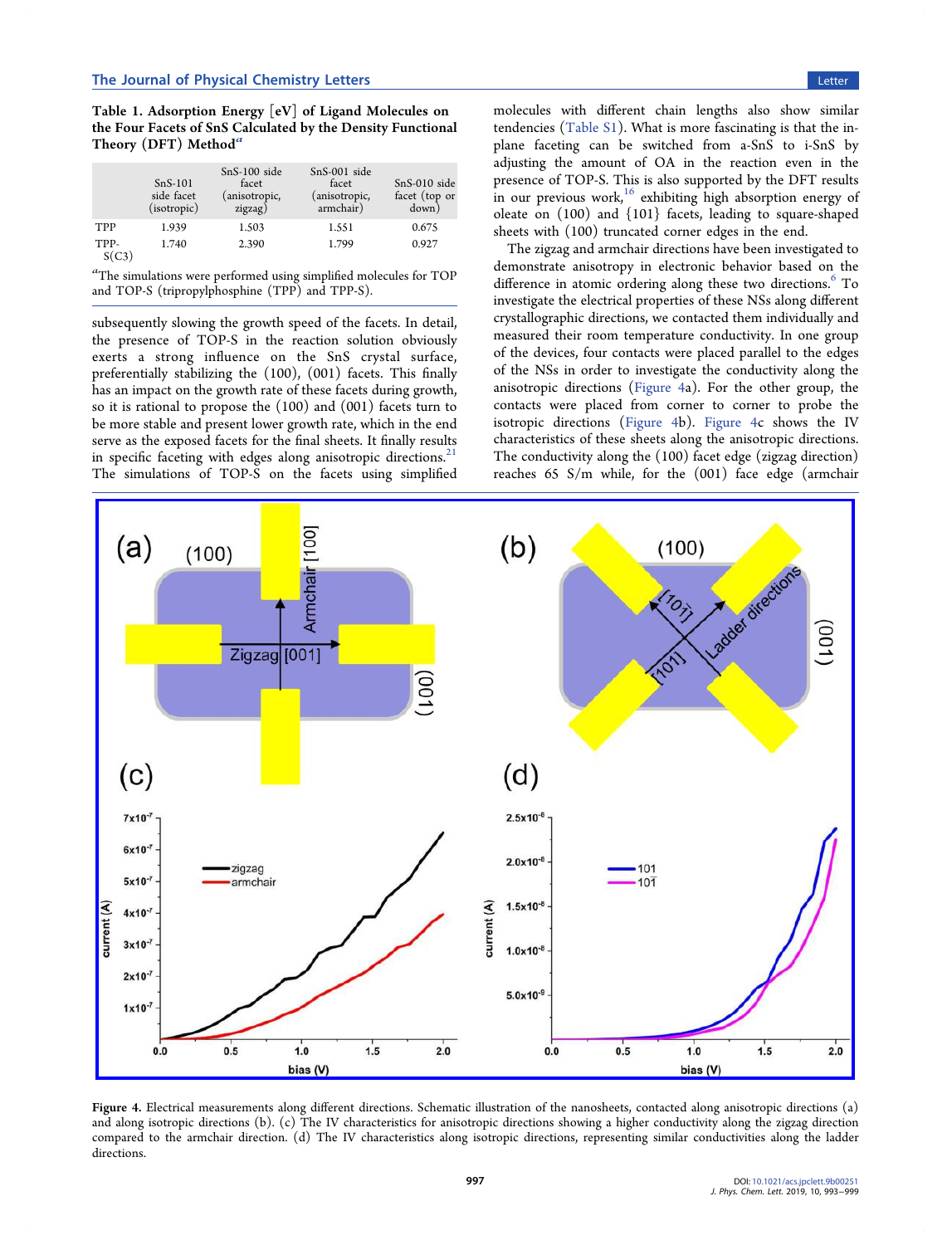**Table 1. Adsorption Energy [eV] of Ligand Molecules on the Four Facets of SnS Calculated by the Density Functional Theory (DFT) Method**[a]

| | SnS-101 side facet (isotropic) | SnS-100 side facet (anisotropic, zigzag) | SnS-001 side facet (anisotropic, armchair) | SnS-010 side facet (top or down) |
|---|---|---|---|---|
| TPP | 1.939 | 1.503 | 1.551 | 0.675 |
| TPP-S(C3) | 1.740 | 2.390 | 1.799 | 0.927 |

[a]The simulations were performed using simplified molecules for TOP and TOP-S (tripropylphosphine (TPP) and TPP-S).

subsequently slowing the growth speed of the facets. In detail, the presence of TOP-S in the reaction solution obviously exerts a strong influence on the SnS crystal surface, preferentially stabilizing the (100), (001) facets. This finally has an impact on the growth rate of these facets during growth, so it is rational to propose the (100) and (001) facets turn to be more stable and present lower growth rate, which in the end serve as the exposed facets for the final sheets. It finally results in specific faceting with edges along anisotropic directions.[21] The simulations of TOP-S on the facets using simplified molecules with different chain lengths also show similar tendencies (Table S1). What is more fascinating is that the in-plane faceting can be switched from a-SnS to i-SnS by adjusting the amount of OA in the reaction even in the presence of TOP-S. This is also supported by the DFT results in our previous work,[16] exhibiting high absorption energy of oleate on (100) and {101} facets, leading to square-shaped sheets with (100) truncated corner edges in the end.

The zigzag and armchair directions have been investigated to demonstrate anisotropy in electronic behavior based on the difference in atomic ordering along these two directions.[6] To investigate the electrical properties of these NSs along different crystallographic directions, we contacted them individually and measured their room temperature conductivity. In one group of the devices, four contacts were placed parallel to the edges of the NSs in order to investigate the conductivity along the anisotropic directions (Figure 4a). For the other group, the contacts were placed from corner to corner to probe the isotropic directions (Figure 4b). Figure 4c shows the IV characteristics of these sheets along the anisotropic directions. The conductivity along the (100) facet edge (zigzag direction) reaches 65 S/m while, for the (001) face edge (armchair

Figure 4. Electrical measurements along different directions. Schematic illustration of the nanosheets, contacted along anisotropic directions (a) and along isotropic directions (b). (c) The IV characteristics for anisotropic directions showing a higher conductivity along the zigzag direction compared to the armchair direction. (d) The IV characteristics along isotropic directions, representing similar conductivities along the ladder directions.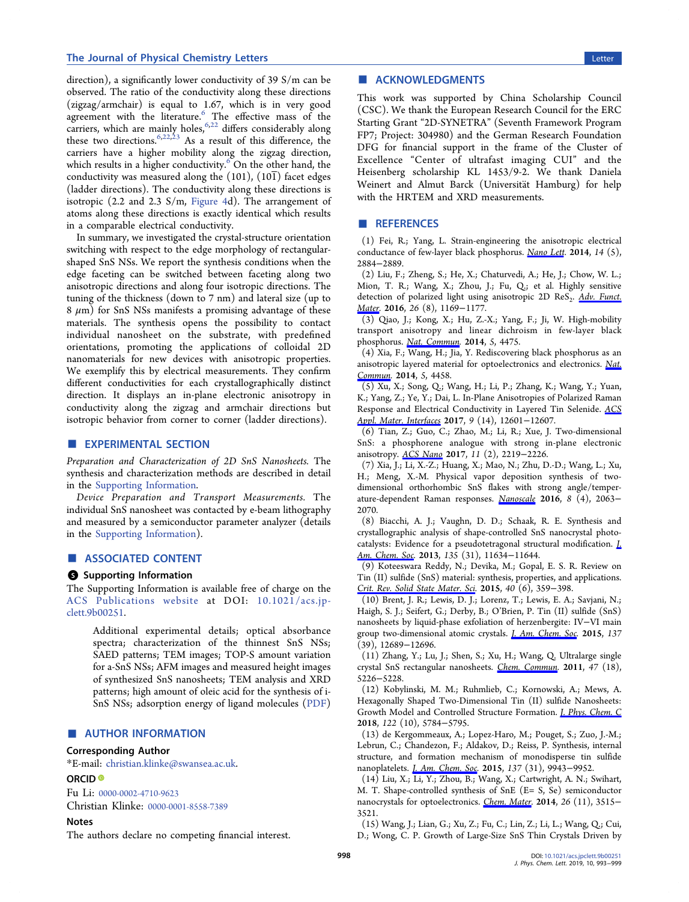direction), a significantly lower conductivity of 39 S/m can be observed. The ratio of the conductivity along these directions (zigzag/armchair) is equal to 1.67, which is in very good agreement with the literature.[6] The effective mass of the carriers, which are mainly holes,[6,22] differs considerably along these two directions.[6,22,23] As a result of this difference, the carriers have a higher mobility along the zigzag direction, which results in a higher conductivity.[6] On the other hand, the conductivity was measured along the (101), (10$\bar{1}$) facet edges (ladder directions). The conductivity along these directions is isotropic (2.2 and 2.3 S/m, Figure 4d). The arrangement of atoms along these directions is exactly identical which results in a comparable electrical conductivity.

In summary, we investigated the crystal-structure orientation switching with respect to the edge morphology of rectangular-shaped SnS NSs. We report the synthesis conditions when the edge faceting can be switched between faceting along two anisotropic directions and along four isotropic directions. The tuning of the thickness (down to 7 nm) and lateral size (up to 8 $\mu$m) for SnS NSs manifests a promising advantage of these materials. The synthesis opens the possibility to contact individual nanosheet on the substrate, with predefined orientations, promoting the applications of colloidal 2D nanomaterials for new devices with anisotropic properties. We exemplify this by electrical measurements. They confirm different conductivities for each crystallographically distinct direction. It displays an in-plane electronic anisotropy in conductivity along the zigzag and armchair directions but isotropic behavior from corner to corner (ladder directions).

## ■ EXPERIMENTAL SECTION

*Preparation and Characterization of 2D SnS Nanosheets.* The synthesis and characterization methods are described in detail in the Supporting Information.

*Device Preparation and Transport Measurements.* The individual SnS nanosheet was contacted by e-beam lithography and measured by a semiconductor parameter analyzer (details in the Supporting Information).

## ■ ASSOCIATED CONTENT

### Supporting Information

The Supporting Information is available free of charge on the ACS Publications website at DOI: 10.1021/acs.jpclett.9b00251.

> Additional experimental details; optical absorbance spectra; characterization of the thinnest SnS NSs; SAED patterns; TEM images; TOP-S amount variation for a-SnS NSs; AFM images and measured height images of synthesized SnS nanosheets; TEM analysis and XRD patterns; high amount of oleic acid for the synthesis of i-SnS NSs; adsorption energy of ligand molecules (PDF)

## ■ AUTHOR INFORMATION

### Corresponding Author

*E-mail: christian.klinke@swansea.ac.uk.

### ORCID

Fu Li: 0000-0002-4710-9623

Christian Klinke: 0000-0001-8558-7389

### Notes

The authors declare no competing financial interest.

## ■ ACKNOWLEDGMENTS

This work was supported by China Scholarship Council (CSC). We thank the European Research Council for the ERC Starting Grant "2D-SYNETRA" (Seventh Framework Program FP7; Project: 304980) and the German Research Foundation DFG for financial support in the frame of the Cluster of Excellence "Center of ultrafast imaging CUI" and the Heisenberg scholarship KL 1453/9-2. We thank Daniela Weinert and Almut Barck (Universität Hamburg) for help with the HRTEM and XRD measurements.

## ■ REFERENCES

(1) Fei, R.; Yang, L. Strain-engineering the anisotropic electrical conductance of few-layer black phosphorus. *Nano Lett.* **2014**, *14* (5), 2884−2889.

(2) Liu, F.; Zheng, S.; He, X.; Chaturvedi, A.; He, J.; Chow, W. L.; Mion, T. R.; Wang, X.; Zhou, J.; Fu, Q.; et al. Highly sensitive detection of polarized light using anisotropic 2D $ReS_2$. *Adv. Funct. Mater.* **2016**, *26* (8), 1169−1177.

(3) Qiao, J.; Kong, X.; Hu, Z.-X.; Yang, F.; Ji, W. High-mobility transport anisotropy and linear dichroism in few-layer black phosphorus. *Nat. Commun.* **2014**, *5*, 4475.

(4) Xia, F.; Wang, H.; Jia, Y. Rediscovering black phosphorus as an anisotropic layered material for optoelectronics and electronics. *Nat. Commun.* **2014**, *5*, 4458.

(5) Xu, X.; Song, Q.; Wang, H.; Li, P.; Zhang, K.; Wang, Y.; Yuan, K.; Yang, Z.; Ye, Y.; Dai, L. In-Plane Anisotropies of Polarized Raman Response and Electrical Conductivity in Layered Tin Selenide. *ACS Appl. Mater. Interfaces* **2017**, *9* (14), 12601−12607.

(6) Tian, Z.; Guo, C.; Zhao, M.; Li, R.; Xue, J. Two-dimensional SnS: a phosphorene analogue with strong in-plane electronic anisotropy. *ACS Nano* **2017**, *11* (2), 2219−2226.

(7) Xia, J.; Li, X.-Z.; Huang, X.; Mao, N.; Zhu, D.-D.; Wang, L.; Xu, H.; Meng, X.-M. Physical vapor deposition synthesis of two-dimensional orthorhombic SnS flakes with strong angle/temperature-dependent Raman responses. *Nanoscale* **2016**, *8* (4), 2063−2070.

(8) Biacchi, A. J.; Vaughn, D. D.; Schaak, R. E. Synthesis and crystallographic analysis of shape-controlled SnS nanocrystal photocatalysts: Evidence for a pseudotetragonal structural modification. *J. Am. Chem. Soc.* **2013**, *135* (31), 11634−11644.

(9) Koteeswara Reddy, N.; Devika, M.; Gopal, E. S. R. Review on Tin (II) sulfide (SnS) material: synthesis, properties, and applications. *Crit. Rev. Solid State Mater. Sci.* **2015**, *40* (6), 359−398.

(10) Brent, J. R.; Lewis, D. J.; Lorenz, T.; Lewis, E. A.; Savjani, N.; Haigh, S. J.; Seifert, G.; Derby, B.; O'Brien, P. Tin (II) sulfide (SnS) nanosheets by liquid-phase exfoliation of herzenbergite: IV−VI main group two-dimensional atomic crystals. *J. Am. Chem. Soc.* **2015**, *137* (39), 12689−12696.

(11) Zhang, Y.; Lu, J.; Shen, S.; Xu, H.; Wang, Q. Ultralarge single crystal SnS rectangular nanosheets. *Chem. Commun.* **2011**, *47* (18), 5226−5228.

(12) Kobylinski, M. M.; Ruhmlieb, C.; Kornowski, A.; Mews, A. Hexagonally Shaped Two-Dimensional Tin (II) sulfide Nanosheets: Growth Model and Controlled Structure Formation. *J. Phys. Chem. C* **2018**, *122* (10), 5784−5795.

(13) de Kergommeaux, A.; Lopez-Haro, M.; Pouget, S.; Zuo, J.-M.; Lebrun, C.; Chandezon, F.; Aldakov, D.; Reiss, P. Synthesis, internal structure, and formation mechanism of monodisperse tin sulfide nanoplatelets. *J. Am. Chem. Soc.* **2015**, *137* (31), 9943−9952.

(14) Liu, X.; Li, Y.; Zhou, B.; Wang, X.; Cartwright, A. N.; Swihart, M. T. Shape-controlled synthesis of SnE (E= S, Se) semiconductor nanocrystals for optoelectronics. *Chem. Mater.* **2014**, *26* (11), 3515−3521.

(15) Wang, J.; Lian, G.; Xu, Z.; Fu, C.; Lin, Z.; Li, L.; Wang, Q.; Cui, D.; Wong, C. P. Growth of Large-Size SnS Thin Crystals Driven by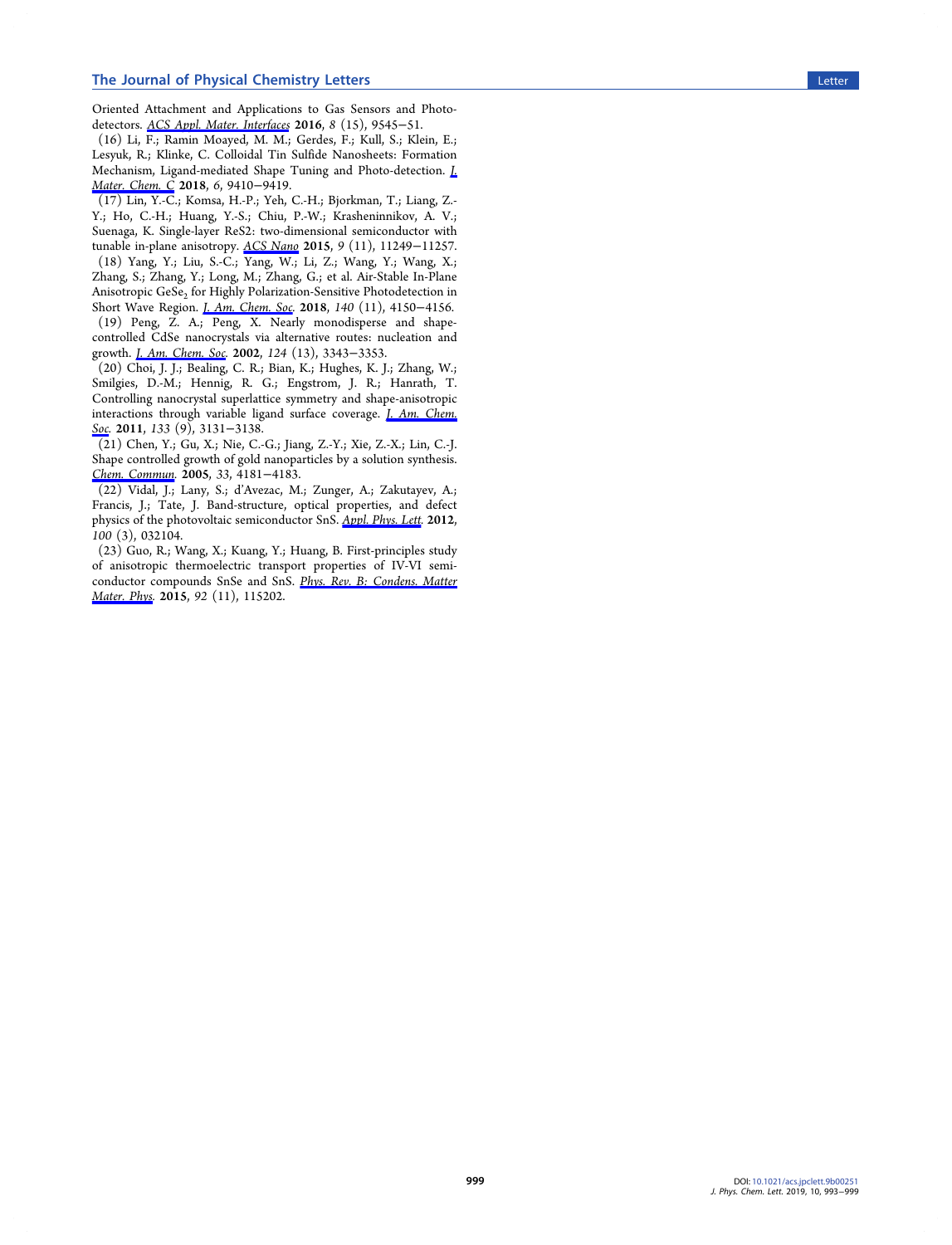Oriented Attachment and Applications to Gas Sensors and Photodetectors. *ACS Appl. Mater. Interfaces* **2016**, *8* (15), 9545−51.

(16) Li, F.; Ramin Moayed, M. M.; Gerdes, F.; Kull, S.; Klein, E.; Lesyuk, R.; Klinke, C. Colloidal Tin Sulfide Nanosheets: Formation Mechanism, Ligand-mediated Shape Tuning and Photo-detection. *J. Mater. Chem. C* **2018**, *6*, 9410−9419.

(17) Lin, Y.-C.; Komsa, H.-P.; Yeh, C.-H.; Bjorkman, T.; Liang, Z.-Y.; Ho, C.-H.; Huang, Y.-S.; Chiu, P.-W.; Krasheninnikov, A. V.; Suenaga, K. Single-layer ReS2: two-dimensional semiconductor with tunable in-plane anisotropy. *ACS Nano* **2015**, *9* (11), 11249−11257.

(18) Yang, Y.; Liu, S.-C.; Yang, W.; Li, Z.; Wang, Y.; Wang, X.; Zhang, S.; Zhang, Y.; Long, M.; Zhang, G.; et al. Air-Stable In-Plane Anisotropic $GeSe_2$ for Highly Polarization-Sensitive Photodetection in Short Wave Region. *J. Am. Chem. Soc.* **2018**, *140* (11), 4150−4156.

(19) Peng, Z. A.; Peng, X. Nearly monodisperse and shape-controlled CdSe nanocrystals via alternative routes: nucleation and growth. *J. Am. Chem. Soc.* **2002**, *124* (13), 3343−3353.

(20) Choi, J. J.; Bealing, C. R.; Bian, K.; Hughes, K. J.; Zhang, W.; Smilgies, D.-M.; Hennig, R. G.; Engstrom, J. R.; Hanrath, T. Controlling nanocrystal superlattice symmetry and shape-anisotropic interactions through variable ligand surface coverage. *J. Am. Chem. Soc.* **2011**, *133* (9), 3131−3138.

(21) Chen, Y.; Gu, X.; Nie, C.-G.; Jiang, Z.-Y.; Xie, Z.-X.; Lin, C.-J. Shape controlled growth of gold nanoparticles by a solution synthesis. *Chem. Commun.* **2005**, *33*, 4181−4183.

(22) Vidal, J.; Lany, S.; d'Avezac, M.; Zunger, A.; Zakutayev, A.; Francis, J.; Tate, J. Band-structure, optical properties, and defect physics of the photovoltaic semiconductor SnS. *Appl. Phys. Lett.* **2012**, *100* (3), 032104.

(23) Guo, R.; Wang, X.; Kuang, Y.; Huang, B. First-principles study of anisotropic thermoelectric transport properties of IV-VI semiconductor compounds SnSe and SnS. *Phys. Rev. B: Condens. Matter Mater. Phys.* **2015**, *92* (11), 115202.